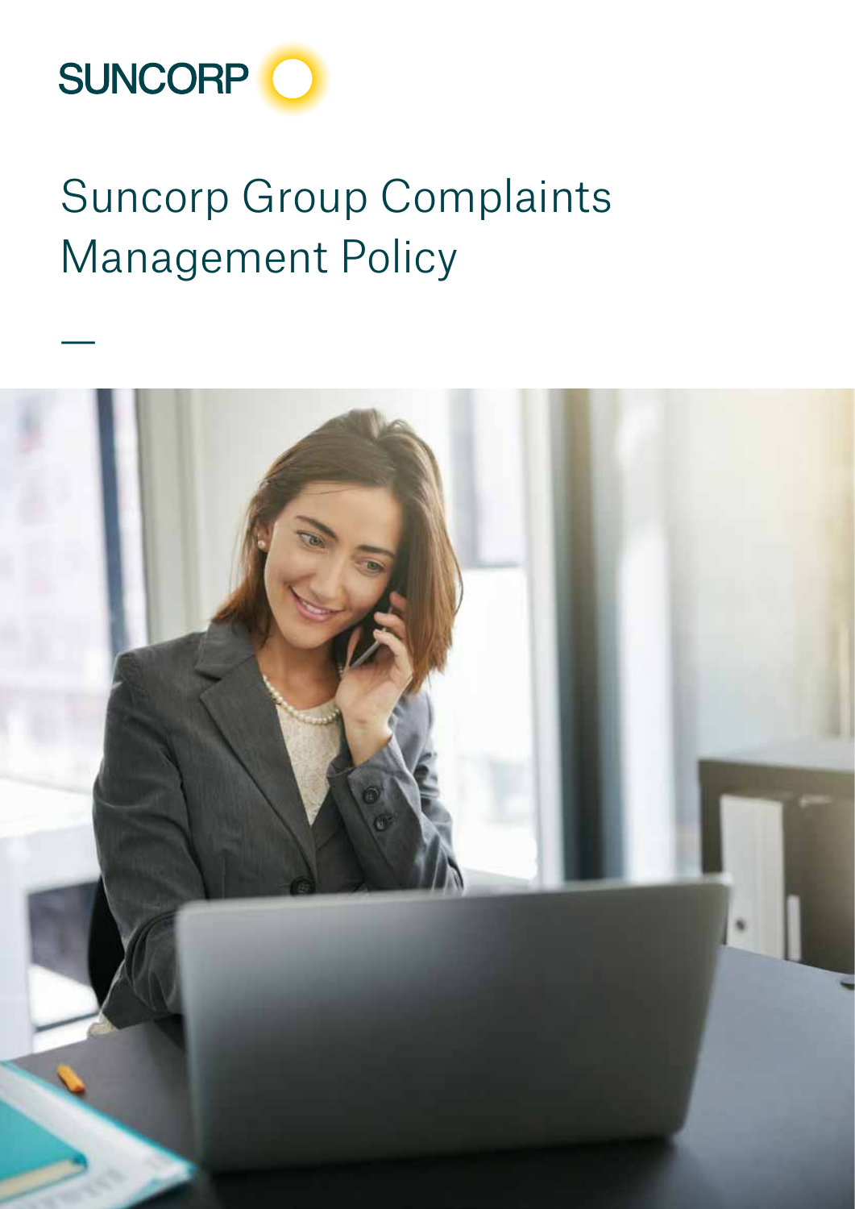SUNCORP

# Suncorp Group Complaints Management Policy

—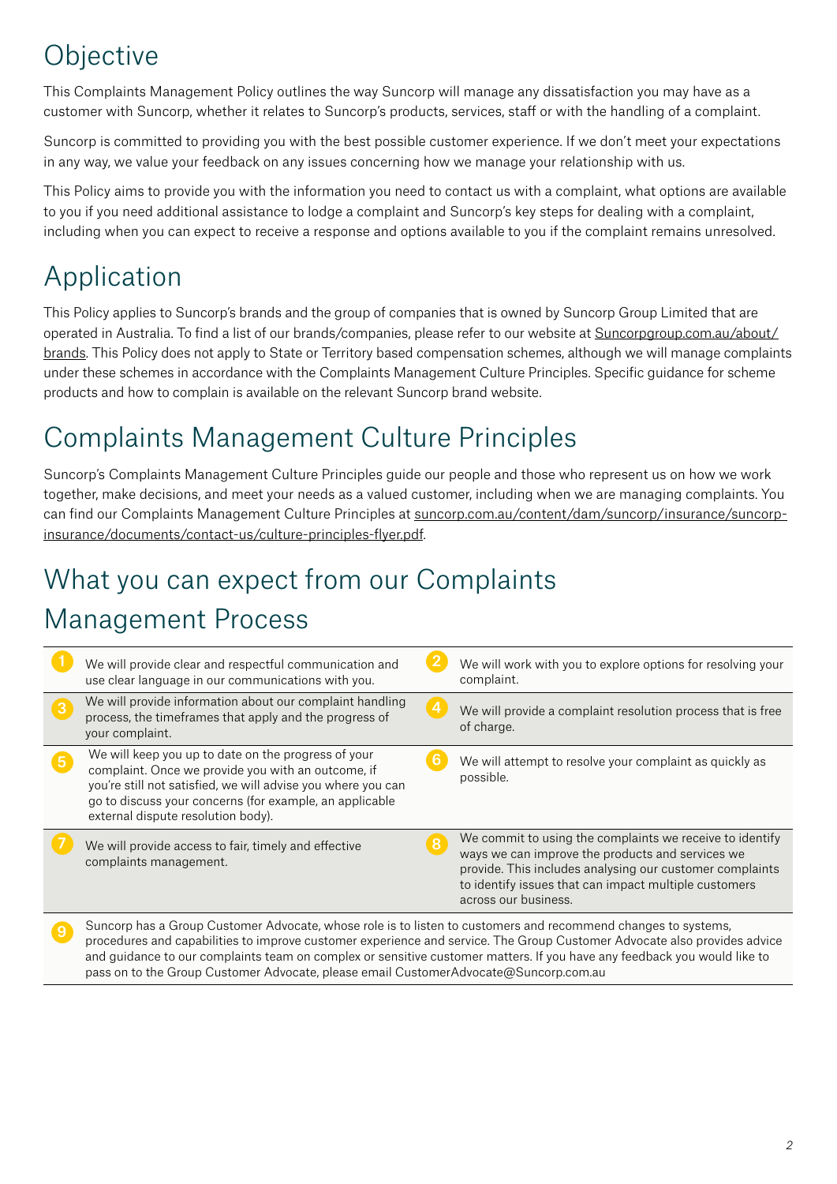# Objective

This Complaints Management Policy outlines the way Suncorp will manage any dissatisfaction you may have as a customer with Suncorp, whether it relates to Suncorp's products, services, staff or with the handling of a complaint.

Suncorp is committed to providing you with the best possible customer experience. If we don't meet your expectations in any way, we value your feedback on any issues concerning how we manage your relationship with us.

This Policy aims to provide you with the information you need to contact us with a complaint, what options are available to you if you need additional assistance to lodge a complaint and Suncorp's key steps for dealing with a complaint, including when you can expect to receive a response and options available to you if the complaint remains unresolved.

# Application

This Policy applies to Suncorp's brands and the group of companies that is owned by Suncorp Group Limited that are operated in Australia. To find a list of our brands/companies, please refer to our website at Suncorpgroup.com.au/about/brands. This Policy does not apply to State or Territory based compensation schemes, although we will manage complaints under these schemes in accordance with the Complaints Management Culture Principles. Specific guidance for scheme products and how to complain is available on the relevant Suncorp brand website.

# Complaints Management Culture Principles

Suncorp's Complaints Management Culture Principles guide our people and those who represent us on how we work together, make decisions, and meet your needs as a valued customer, including when we are managing complaints. You can find our Complaints Management Culture Principles at suncorp.com.au/content/dam/suncorp/insurance/suncorp-insurance/documents/contact-us/culture-principles-flyer.pdf.

# What you can expect from our Complaints Management Process

1. We will provide clear and respectful communication and use clear language in our communications with you.
2. We will work with you to explore options for resolving your complaint.
3. We will provide information about our complaint handling process, the timeframes that apply and the progress of your complaint.
4. We will provide a complaint resolution process that is free of charge.
5. We will keep you up to date on the progress of your complaint. Once we provide you with an outcome, if you're still not satisfied, we will advise you where you can go to discuss your concerns (for example, an applicable external dispute resolution body).
6. We will attempt to resolve your complaint as quickly as possible.
7. We will provide access to fair, timely and effective complaints management.
8. We commit to using the complaints we receive to identify ways we can improve the products and services we provide. This includes analysing our customer complaints to identify issues that can impact multiple customers across our business.
9. Suncorp has a Group Customer Advocate, whose role is to listen to customers and recommend changes to systems, procedures and capabilities to improve customer experience and service. The Group Customer Advocate also provides advice and guidance to our complaints team on complex or sensitive customer matters. If you have any feedback you would like to pass on to the Group Customer Advocate, please email CustomerAdvocate@Suncorp.com.au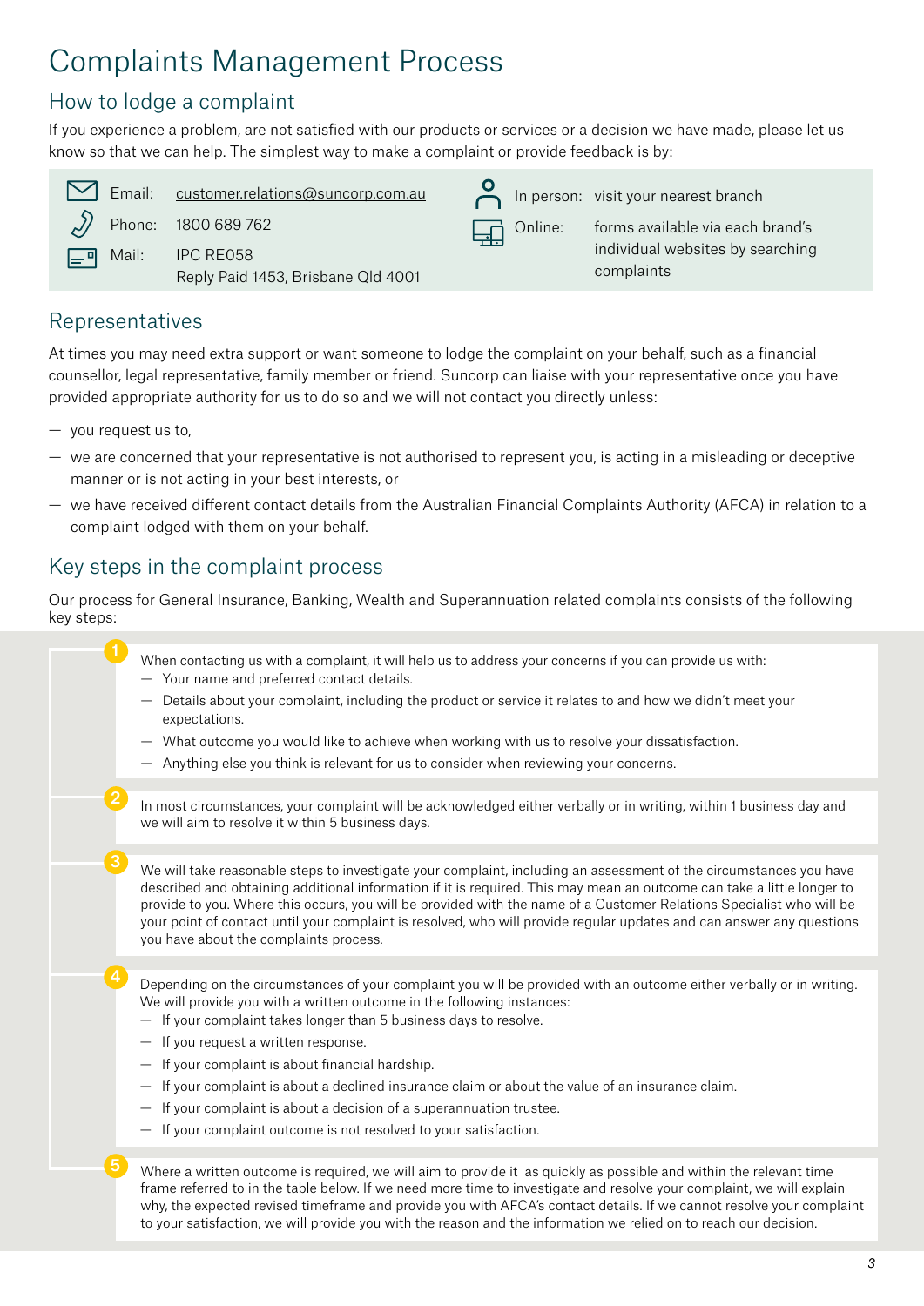# Complaints Management Process

## How to lodge a complaint

If you experience a problem, are not satisfied with our products or services or a decision we have made, please let us know so that we can help. The simplest way to make a complaint or provide feedback is by:

- Email: customer.relations@suncorp.com.au
- Phone: 1800 689 762
- Mail: IPC RE058  
  Reply Paid 1453, Brisbane Qld 4001
- In person: visit your nearest branch
- Online: forms available via each brand's individual websites by searching complaints

## Representatives

At times you may need extra support or want someone to lodge the complaint on your behalf, such as a financial counsellor, legal representative, family member or friend. Suncorp can liaise with your representative once you have provided appropriate authority for us to do so and we will not contact you directly unless:

- you request us to,
- we are concerned that your representative is not authorised to represent you, is acting in a misleading or deceptive manner or is not acting in your best interests, or
- we have received different contact details from the Australian Financial Complaints Authority (AFCA) in relation to a complaint lodged with them on your behalf.

## Key steps in the complaint process

Our process for General Insurance, Banking, Wealth and Superannuation related complaints consists of the following key steps:

1. When contacting us with a complaint, it will help us to address your concerns if you can provide us with:
   - Your name and preferred contact details.
   - Details about your complaint, including the product or service it relates to and how we didn't meet your expectations.
   - What outcome you would like to achieve when working with us to resolve your dissatisfaction.
   - Anything else you think is relevant for us to consider when reviewing your concerns.

2. In most circumstances, your complaint will be acknowledged either verbally or in writing, within 1 business day and we will aim to resolve it within 5 business days.

3. We will take reasonable steps to investigate your complaint, including an assessment of the circumstances you have described and obtaining additional information if it is required. This may mean an outcome can take a little longer to provide to you. Where this occurs, you will be provided with the name of a Customer Relations Specialist who will be your point of contact until your complaint is resolved, who will provide regular updates and can answer any questions you have about the complaints process.

4. Depending on the circumstances of your complaint you will be provided with an outcome either verbally or in writing. We will provide you with a written outcome in the following instances:
   - If your complaint takes longer than 5 business days to resolve.
   - If you request a written response.
   - If your complaint is about financial hardship.
   - If your complaint is about a declined insurance claim or about the value of an insurance claim.
   - If your complaint is about a decision of a superannuation trustee.
   - If your complaint outcome is not resolved to your satisfaction.

5. Where a written outcome is required, we will aim to provide it as quickly as possible and within the relevant time frame referred to in the table below. If we need more time to investigate and resolve your complaint, we will explain why, the expected revised timeframe and provide you with AFCA's contact details. If we cannot resolve your complaint to your satisfaction, we will provide you with the reason and the information we relied on to reach our decision.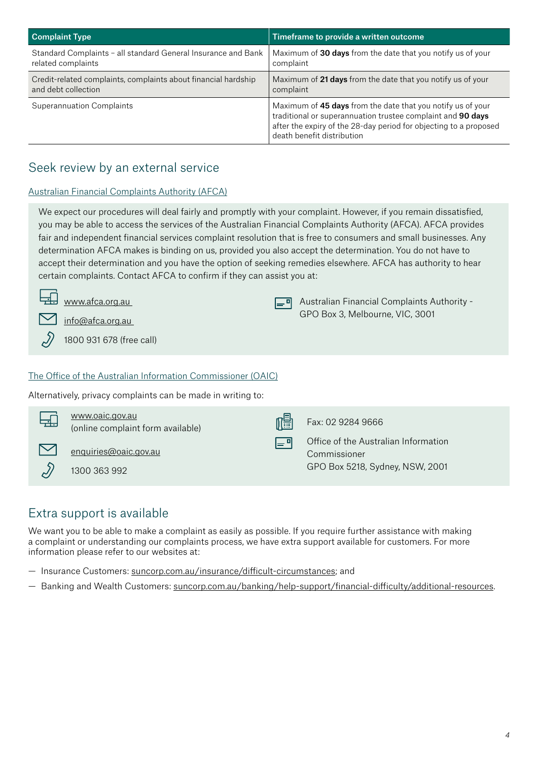| Complaint Type | Timeframe to provide a written outcome |
| --- | --- |
| Standard Complaints – all standard General Insurance and Bank related complaints | Maximum of **30 days** from the date that you notify us of your complaint |
| Credit-related complaints, complaints about financial hardship and debt collection | Maximum of **21 days** from the date that you notify us of your complaint |
| Superannuation Complaints | Maximum of **45 days** from the date that you notify us of your traditional or superannuation trustee complaint and **90 days** after the expiry of the 28-day period for objecting to a proposed death benefit distribution |

## Seek review by an external service

### Australian Financial Complaints Authority (AFCA)

We expect our procedures will deal fairly and promptly with your complaint. However, if you remain dissatisfied, you may be able to access the services of the Australian Financial Complaints Authority (AFCA). AFCA provides fair and independent financial services complaint resolution that is free to consumers and small businesses. Any determination AFCA makes is binding on us, provided you also accept the determination. You do not have to accept their determination and you have the option of seeking remedies elsewhere. AFCA has authority to hear certain complaints. Contact AFCA to confirm if they can assist you at:

- www.afca.org.au
- info@afca.org.au
- 1800 931 678 (free call)
- Australian Financial Complaints Authority - GPO Box 3, Melbourne, VIC, 3001

### The Office of the Australian Information Commissioner (OAIC)

Alternatively, privacy complaints can be made in writing to:

- www.oaic.gov.au (online complaint form available)
- enquiries@oaic.gov.au
- 1300 363 992
- Fax: 02 9284 9666
- Office of the Australian Information Commissioner GPO Box 5218, Sydney, NSW, 2001

## Extra support is available

We want you to be able to make a complaint as easily as possible. If you require further assistance with making a complaint or understanding our complaints process, we have extra support available for customers. For more information please refer to our websites at:

- Insurance Customers: suncorp.com.au/insurance/difficult-circumstances; and
- Banking and Wealth Customers: suncorp.com.au/banking/help-support/financial-difficulty/additional-resources.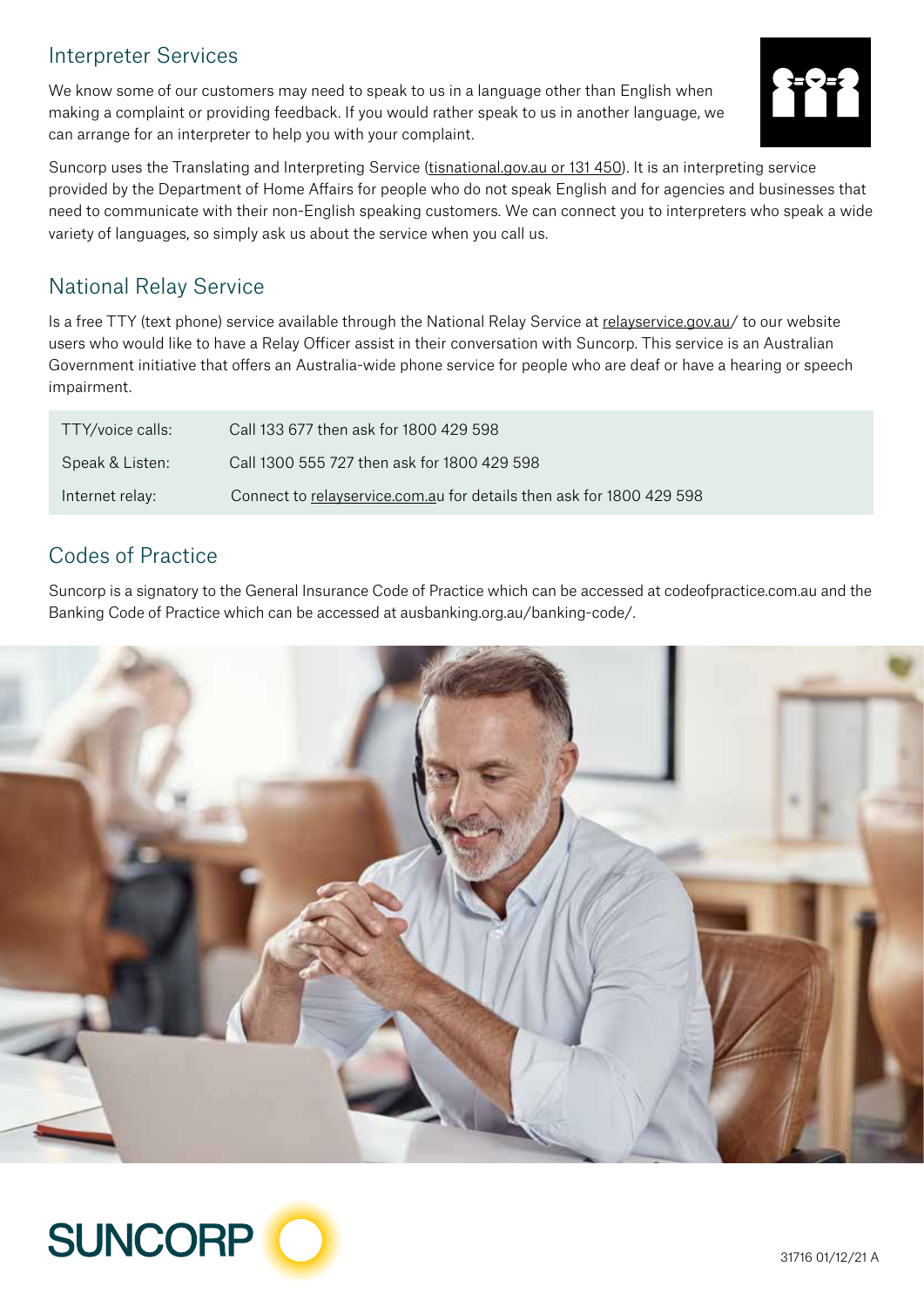## Interpreter Services

We know some of our customers may need to speak to us in a language other than English when making a complaint or providing feedback. If you would rather speak to us in another language, we can arrange for an interpreter to help you with your complaint.

Suncorp uses the Translating and Interpreting Service (tisnational.gov.au or 131 450). It is an interpreting service provided by the Department of Home Affairs for people who do not speak English and for agencies and businesses that need to communicate with their non-English speaking customers. We can connect you to interpreters who speak a wide variety of languages, so simply ask us about the service when you call us.

## National Relay Service

Is a free TTY (text phone) service available through the National Relay Service at relayservice.gov.au/ to our website users who would like to have a Relay Officer assist in their conversation with Suncorp. This service is an Australian Government initiative that offers an Australia-wide phone service for people who are deaf or have a hearing or speech impairment.

| | |
|---|---|
| TTY/voice calls: | Call 133 677 then ask for 1800 429 598 |
| Speak & Listen: | Call 1300 555 727 then ask for 1800 429 598 |
| Internet relay: | Connect to relayservice.com.au for details then ask for 1800 429 598 |

## Codes of Practice

Suncorp is a signatory to the General Insurance Code of Practice which can be accessed at codeofpractice.com.au and the Banking Code of Practice which can be accessed at ausbanking.org.au/banking-code/.

SUNCORP

31716 01/12/21 A